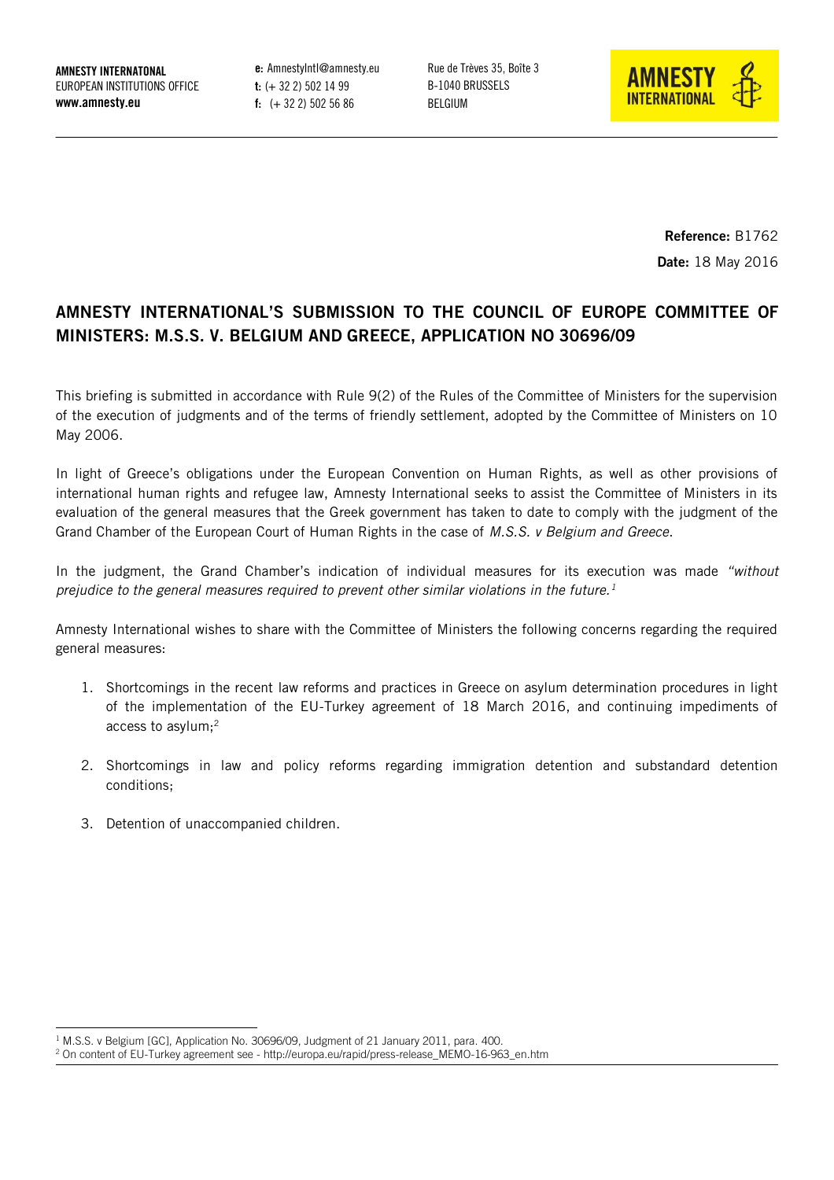**AMNESTY INTERNATONAL**
EUROPEAN INSTITUTIONS OFFICE
**www.amnesty.eu**

**e:** AmnestyIntl@amnesty.eu
**t:** (+ 32 2) 502 14 99
**f:** (+ 32 2) 502 56 86

Rue de Trèves 35, Boîte 3
B-1040 BRUSSELS
BELGIUM

**Reference:** B1762
**Date:** 18 May 2016

## AMNESTY INTERNATIONAL'S SUBMISSION TO THE COUNCIL OF EUROPE COMMITTEE OF MINISTERS: M.S.S. V. BELGIUM AND GREECE, APPLICATION NO 30696/09

This briefing is submitted in accordance with Rule 9(2) of the Rules of the Committee of Ministers for the supervision of the execution of judgments and of the terms of friendly settlement, adopted by the Committee of Ministers on 10 May 2006.

In light of Greece's obligations under the European Convention on Human Rights, as well as other provisions of international human rights and refugee law, Amnesty International seeks to assist the Committee of Ministers in its evaluation of the general measures that the Greek government has taken to date to comply with the judgment of the Grand Chamber of the European Court of Human Rights in the case of *M.S.S. v Belgium and Greece*.

In the judgment, the Grand Chamber's indication of individual measures for its execution was made *"without prejudice to the general measures required to prevent other similar violations in the future.*[1]

Amnesty International wishes to share with the Committee of Ministers the following concerns regarding the required general measures:

1. Shortcomings in the recent law reforms and practices in Greece on asylum determination procedures in light of the implementation of the EU-Turkey agreement of 18 March 2016, and continuing impediments of access to asylum;[2]

2. Shortcomings in law and policy reforms regarding immigration detention and substandard detention conditions;

3. Detention of unaccompanied children.

---

[1] M.S.S. v Belgium [GC], Application No. 30696/09, Judgment of 21 January 2011, para. 400.

[2] On content of EU-Turkey agreement see - http://europa.eu/rapid/press-release_MEMO-16-963_en.htm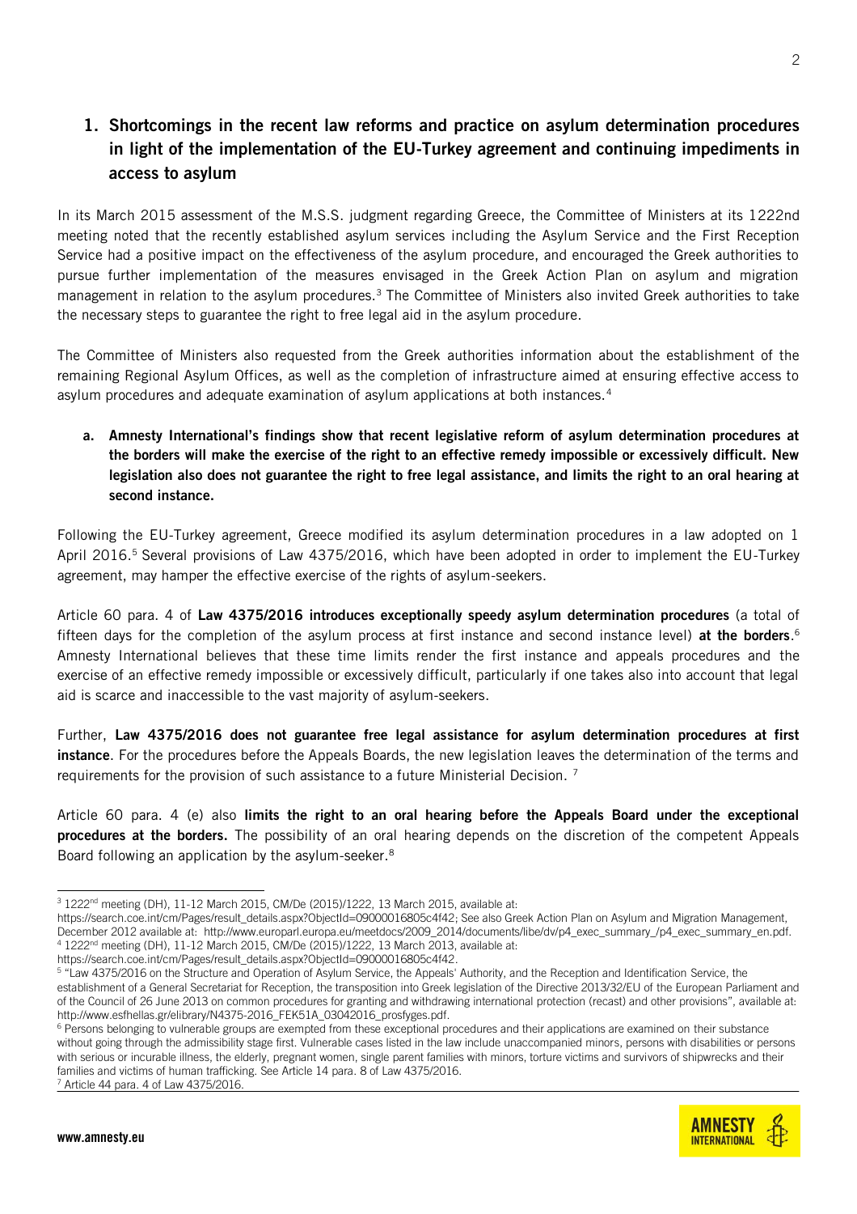## 1. Shortcomings in the recent law reforms and practice on asylum determination procedures in light of the implementation of the EU-Turkey agreement and continuing impediments in access to asylum

In its March 2015 assessment of the M.S.S. judgment regarding Greece, the Committee of Ministers at its 1222nd meeting noted that the recently established asylum services including the Asylum Service and the First Reception Service had a positive impact on the effectiveness of the asylum procedure, and encouraged the Greek authorities to pursue further implementation of the measures envisaged in the Greek Action Plan on asylum and migration management in relation to the asylum procedures.[3] The Committee of Ministers also invited Greek authorities to take the necessary steps to guarantee the right to free legal aid in the asylum procedure.

The Committee of Ministers also requested from the Greek authorities information about the establishment of the remaining Regional Asylum Offices, as well as the completion of infrastructure aimed at ensuring effective access to asylum procedures and adequate examination of asylum applications at both instances.[4]

**a. Amnesty International's findings show that recent legislative reform of asylum determination procedures at the borders will make the exercise of the right to an effective remedy impossible or excessively difficult. New legislation also does not guarantee the right to free legal assistance, and limits the right to an oral hearing at second instance.**

Following the EU-Turkey agreement, Greece modified its asylum determination procedures in a law adopted on 1 April 2016.[5] Several provisions of Law 4375/2016, which have been adopted in order to implement the EU-Turkey agreement, may hamper the effective exercise of the rights of asylum-seekers.

Article 60 para. 4 of **Law 4375/2016 introduces exceptionally speedy asylum determination procedures** (a total of fifteen days for the completion of the asylum process at first instance and second instance level) **at the borders**.[6] Amnesty International believes that these time limits render the first instance and appeals procedures and the exercise of an effective remedy impossible or excessively difficult, particularly if one takes also into account that legal aid is scarce and inaccessible to the vast majority of asylum-seekers.

Further, **Law 4375/2016 does not guarantee free legal assistance for asylum determination procedures at first instance**. For the procedures before the Appeals Boards, the new legislation leaves the determination of the terms and requirements for the provision of such assistance to a future Ministerial Decision. [7]

Article 60 para. 4 (e) also **limits the right to an oral hearing before the Appeals Board under the exceptional procedures at the borders.** The possibility of an oral hearing depends on the discretion of the competent Appeals Board following an application by the asylum-seeker.[8]

---

[3] 1222nd meeting (DH), 11-12 March 2015, CM/De (2015)/1222, 13 March 2015, available at: https://search.coe.int/cm/Pages/result_details.aspx?ObjectId=09000016805c4f42; See also Greek Action Plan on Asylum and Migration Management, December 2012 available at: http://www.europarl.europa.eu/meetdocs/2009_2014/documents/libe/dv/p4_exec_summary_/p4_exec_summary_en.pdf.

[4] 1222nd meeting (DH), 11-12 March 2015, CM/De (2015)/1222, 13 March 2013, available at: https://search.coe.int/cm/Pages/result_details.aspx?ObjectId=09000016805c4f42.

[5] "Law 4375/2016 on the Structure and Operation of Asylum Service, the Appeals' Authority, and the Reception and Identification Service, the establishment of a General Secretariat for Reception, the transposition into Greek legislation of the Directive 2013/32/EU of the European Parliament and of the Council of 26 June 2013 on common procedures for granting and withdrawing international protection (recast) and other provisions", available at: http://www.esfhellas.gr/elibrary/N4375-2016_FEK51A_03042016_prosfyges.pdf.

[6] Persons belonging to vulnerable groups are exempted from these exceptional procedures and their applications are examined on their substance without going through the admissibility stage first. Vulnerable cases listed in the law include unaccompanied minors, persons with disabilities or persons with serious or incurable illness, the elderly, pregnant women, single parent families with minors, torture victims and survivors of shipwrecks and their families and victims of human trafficking. See Article 14 para. 8 of Law 4375/2016.

[7] Article 44 para. 4 of Law 4375/2016.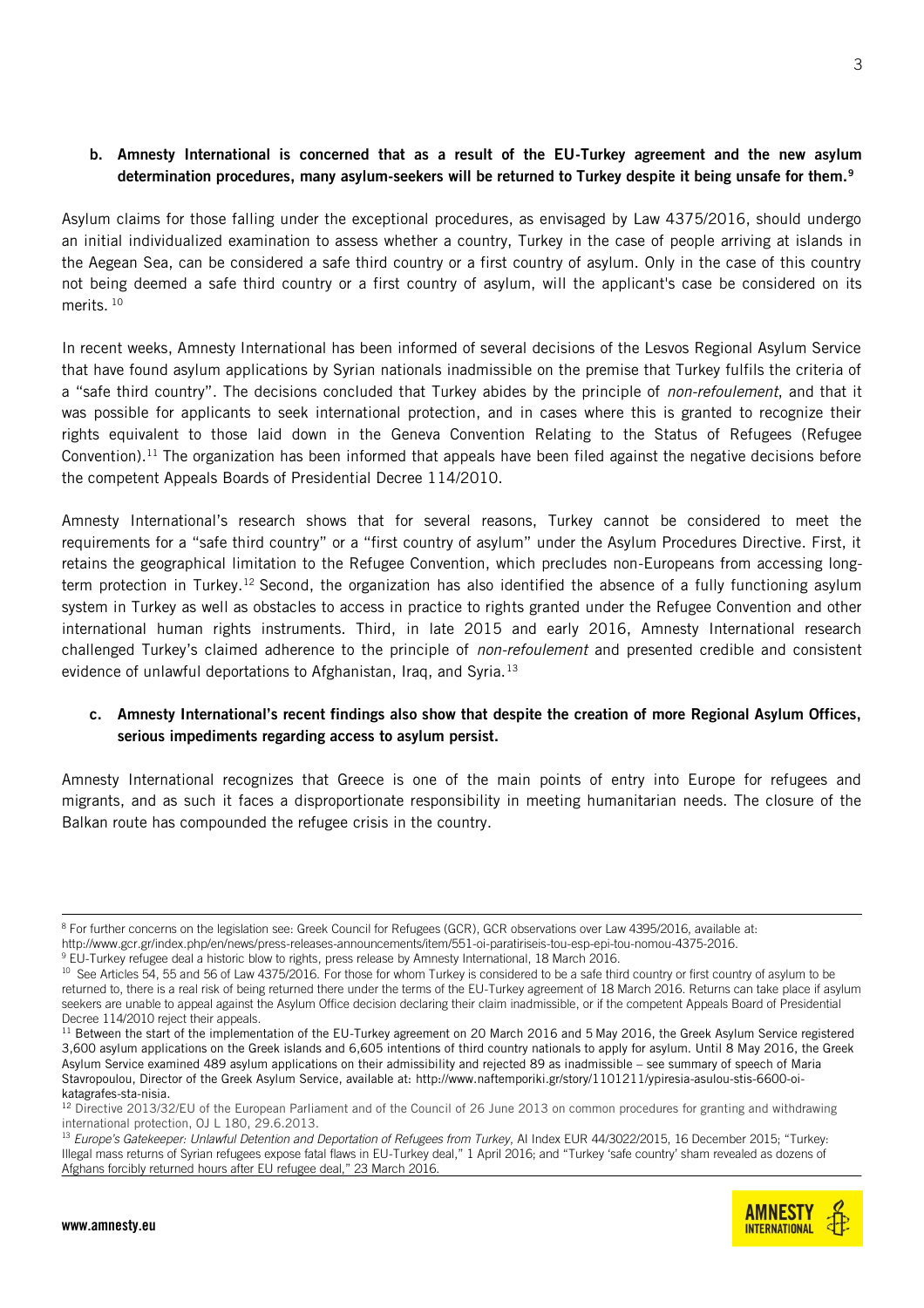**b. Amnesty International is concerned that as a result of the EU-Turkey agreement and the new asylum determination procedures, many asylum-seekers will be returned to Turkey despite it being unsafe for them.**[9]

Asylum claims for those falling under the exceptional procedures, as envisaged by Law 4375/2016, should undergo an initial individualized examination to assess whether a country, Turkey in the case of people arriving at islands in the Aegean Sea, can be considered a safe third country or a first country of asylum. Only in the case of this country not being deemed a safe third country or a first country of asylum, will the applicant's case be considered on its merits. [10]

In recent weeks, Amnesty International has been informed of several decisions of the Lesvos Regional Asylum Service that have found asylum applications by Syrian nationals inadmissible on the premise that Turkey fulfils the criteria of a "safe third country". The decisions concluded that Turkey abides by the principle of *non-refoulement*, and that it was possible for applicants to seek international protection, and in cases where this is granted to recognize their rights equivalent to those laid down in the Geneva Convention Relating to the Status of Refugees (Refugee Convention).[11] The organization has been informed that appeals have been filed against the negative decisions before the competent Appeals Boards of Presidential Decree 114/2010.

Amnesty International's research shows that for several reasons, Turkey cannot be considered to meet the requirements for a "safe third country" or a "first country of asylum" under the Asylum Procedures Directive. First, it retains the geographical limitation to the Refugee Convention, which precludes non-Europeans from accessing long-term protection in Turkey.[12] Second, the organization has also identified the absence of a fully functioning asylum system in Turkey as well as obstacles to access in practice to rights granted under the Refugee Convention and other international human rights instruments. Third, in late 2015 and early 2016, Amnesty International research challenged Turkey's claimed adherence to the principle of *non-refoulement* and presented credible and consistent evidence of unlawful deportations to Afghanistan, Iraq, and Syria.[13]

**c. Amnesty International's recent findings also show that despite the creation of more Regional Asylum Offices, serious impediments regarding access to asylum persist.**

Amnesty International recognizes that Greece is one of the main points of entry into Europe for refugees and migrants, and as such it faces a disproportionate responsibility in meeting humanitarian needs. The closure of the Balkan route has compounded the refugee crisis in the country.

---

[8] For further concerns on the legislation see: Greek Council for Refugees (GCR), GCR observations over Law 4395/2016, available at: http://www.gcr.gr/index.php/en/news/press-releases-announcements/item/551-oi-paratiriseis-tou-esp-epi-tou-nomou-4375-2016.

[9] EU-Turkey refugee deal a historic blow to rights, press release by Amnesty International, 18 March 2016.

[10] See Articles 54, 55 and 56 of Law 4375/2016. For those for whom Turkey is considered to be a safe third country or first country of asylum to be returned to, there is a real risk of being returned there under the terms of the EU-Turkey agreement of 18 March 2016. Returns can take place if asylum seekers are unable to appeal against the Asylum Office decision declaring their claim inadmissible, or if the competent Appeals Board of Presidential Decree 114/2010 reject their appeals.

[11] Between the start of the implementation of the EU-Turkey agreement on 20 March 2016 and 5 May 2016, the Greek Asylum Service registered 3,600 asylum applications on the Greek islands and 6,605 intentions of third country nationals to apply for asylum. Until 8 May 2016, the Greek Asylum Service examined 489 asylum applications on their admissibility and rejected 89 as inadmissible – see summary of speech of Maria Stavropoulou, Director of the Greek Asylum Service, available at: http://www.naftemporiki.gr/story/1101211/ypiresia-asulou-stis-6600-oi-katagrafes-sta-nisia.

[12] Directive 2013/32/EU of the European Parliament and of the Council of 26 June 2013 on common procedures for granting and withdrawing international protection, OJ L 180, 29.6.2013.

[13] *Europe's Gatekeeper: Unlawful Detention and Deportation of Refugees from Turkey*, AI Index EUR 44/3022/2015, 16 December 2015; "Turkey: Illegal mass returns of Syrian refugees expose fatal flaws in EU-Turkey deal," 1 April 2016; and "Turkey 'safe country' sham revealed as dozens of Afghans forcibly returned hours after EU refugee deal," 23 March 2016.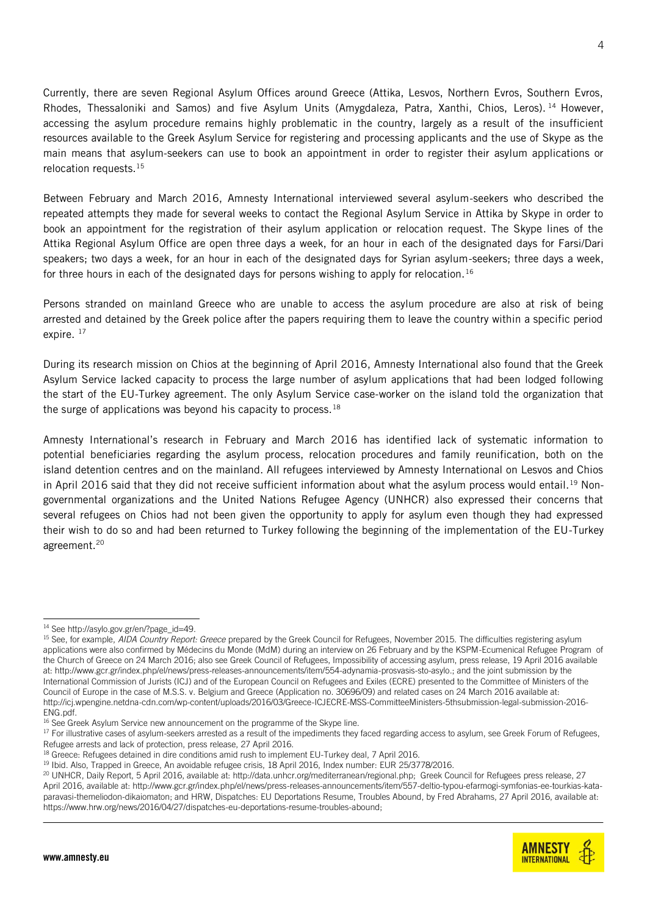Currently, there are seven Regional Asylum Offices around Greece (Attika, Lesvos, Northern Evros, Southern Evros, Rhodes, Thessaloniki and Samos) and five Asylum Units (Amygdaleza, Patra, Xanthi, Chios, Leros).[14] However, accessing the asylum procedure remains highly problematic in the country, largely as a result of the insufficient resources available to the Greek Asylum Service for registering and processing applicants and the use of Skype as the main means that asylum-seekers can use to book an appointment in order to register their asylum applications or relocation requests.[15]

Between February and March 2016, Amnesty International interviewed several asylum-seekers who described the repeated attempts they made for several weeks to contact the Regional Asylum Service in Attika by Skype in order to book an appointment for the registration of their asylum application or relocation request. The Skype lines of the Attika Regional Asylum Office are open three days a week, for an hour in each of the designated days for Farsi/Dari speakers; two days a week, for an hour in each of the designated days for Syrian asylum-seekers; three days a week, for three hours in each of the designated days for persons wishing to apply for relocation.[16]

Persons stranded on mainland Greece who are unable to access the asylum procedure are also at risk of being arrested and detained by the Greek police after the papers requiring them to leave the country within a specific period expire.[17]

During its research mission on Chios at the beginning of April 2016, Amnesty International also found that the Greek Asylum Service lacked capacity to process the large number of asylum applications that had been lodged following the start of the EU-Turkey agreement. The only Asylum Service case-worker on the island told the organization that the surge of applications was beyond his capacity to process.[18]

Amnesty International's research in February and March 2016 has identified lack of systematic information to potential beneficiaries regarding the asylum process, relocation procedures and family reunification, both on the island detention centres and on the mainland. All refugees interviewed by Amnesty International on Lesvos and Chios in April 2016 said that they did not receive sufficient information about what the asylum process would entail.[19] Non-governmental organizations and the United Nations Refugee Agency (UNHCR) also expressed their concerns that several refugees on Chios had not been given the opportunity to apply for asylum even though they had expressed their wish to do so and had been returned to Turkey following the beginning of the implementation of the EU-Turkey agreement.[20]

---

[14] See http://asylo.gov.gr/en/?page_id=49.

[15] See, for example, *AIDA Country Report: Greece* prepared by the Greek Council for Refugees, November 2015. The difficulties registering asylum applications were also confirmed by Médecins du Monde (MdM) during an interview on 26 February and by the KSPM-Ecumenical Refugee Program of the Church of Greece on 24 March 2016; also see Greek Council of Refugees, Impossibility of accessing asylum, press release, 19 April 2016 available at: http://www.gcr.gr/index.php/el/news/press-releases-announcements/item/554-adynamia-prosvasis-sto-asylo.; and the joint submission by the International Commission of Jurists (ICJ) and of the European Council on Refugees and Exiles (ECRE) presented to the Committee of Ministers of the Council of Europe in the case of M.S.S. v. Belgium and Greece (Application no. 30696/09) and related cases on 24 March 2016 available at: http://icj.wpengine.netdna-cdn.com/wp-content/uploads/2016/03/Greece-ICJECRE-MSS-CommitteeMinisters-5thsubmission-legal-submission-2016-ENG.pdf.

[16] See Greek Asylum Service new announcement on the programme of the Skype line.

[17] For illustrative cases of asylum-seekers arrested as a result of the impediments they faced regarding access to asylum, see Greek Forum of Refugees, Refugee arrests and lack of protection, press release, 27 April 2016.

[18] Greece: Refugees detained in dire conditions amid rush to implement EU-Turkey deal, 7 April 2016.

[19] Ibid. Also, Trapped in Greece, An avoidable refugee crisis, 18 April 2016, Index number: EUR 25/3778/2016.

[20] UNHCR, Daily Report, 5 April 2016, available at: http://data.unhcr.org/mediterranean/regional.php; Greek Council for Refugees press release, 27 April 2016, available at: http://www.gcr.gr/index.php/el/news/press-releases-announcements/item/557-deltio-typou-efarmogi-symfonias-ee-tourkias-kata-paravasi-themeliodon-dikaiomaton; and HRW, Dispatches: EU Deportations Resume, Troubles Abound, by Fred Abrahams, 27 April 2016, available at: https://www.hrw.org/news/2016/04/27/dispatches-eu-deportations-resume-troubles-abound;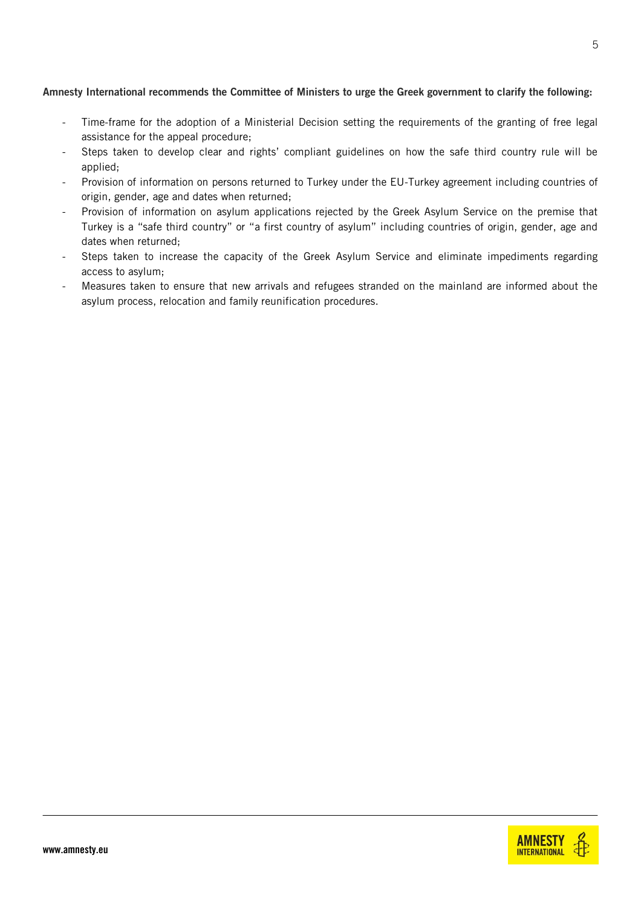**Amnesty International recommends the Committee of Ministers to urge the Greek government to clarify the following:**

- Time-frame for the adoption of a Ministerial Decision setting the requirements of the granting of free legal assistance for the appeal procedure;
- Steps taken to develop clear and rights' compliant guidelines on how the safe third country rule will be applied;
- Provision of information on persons returned to Turkey under the EU-Turkey agreement including countries of origin, gender, age and dates when returned;
- Provision of information on asylum applications rejected by the Greek Asylum Service on the premise that Turkey is a "safe third country" or "a first country of asylum" including countries of origin, gender, age and dates when returned;
- Steps taken to increase the capacity of the Greek Asylum Service and eliminate impediments regarding access to asylum;
- Measures taken to ensure that new arrivals and refugees stranded on the mainland are informed about the asylum process, relocation and family reunification procedures.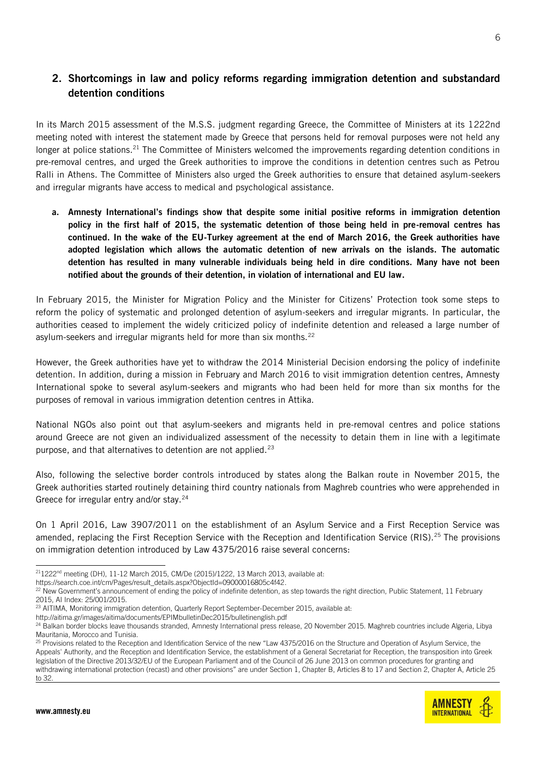## 2. Shortcomings in law and policy reforms regarding immigration detention and substandard detention conditions

In its March 2015 assessment of the M.S.S. judgment regarding Greece, the Committee of Ministers at its 1222nd meeting noted with interest the statement made by Greece that persons held for removal purposes were not held any longer at police stations.[21] The Committee of Ministers welcomed the improvements regarding detention conditions in pre-removal centres, and urged the Greek authorities to improve the conditions in detention centres such as Petrou Ralli in Athens. The Committee of Ministers also urged the Greek authorities to ensure that detained asylum-seekers and irregular migrants have access to medical and psychological assistance.

**a. Amnesty International's findings show that despite some initial positive reforms in immigration detention policy in the first half of 2015, the systematic detention of those being held in pre-removal centres has continued. In the wake of the EU-Turkey agreement at the end of March 2016, the Greek authorities have adopted legislation which allows the automatic detention of new arrivals on the islands. The automatic detention has resulted in many vulnerable individuals being held in dire conditions. Many have not been notified about the grounds of their detention, in violation of international and EU law.**

In February 2015, the Minister for Migration Policy and the Minister for Citizens' Protection took some steps to reform the policy of systematic and prolonged detention of asylum-seekers and irregular migrants. In particular, the authorities ceased to implement the widely criticized policy of indefinite detention and released a large number of asylum-seekers and irregular migrants held for more than six months.[22]

However, the Greek authorities have yet to withdraw the 2014 Ministerial Decision endorsing the policy of indefinite detention. In addition, during a mission in February and March 2016 to visit immigration detention centres, Amnesty International spoke to several asylum-seekers and migrants who had been held for more than six months for the purposes of removal in various immigration detention centres in Attika.

National NGOs also point out that asylum-seekers and migrants held in pre-removal centres and police stations around Greece are not given an individualized assessment of the necessity to detain them in line with a legitimate purpose, and that alternatives to detention are not applied.[23]

Also, following the selective border controls introduced by states along the Balkan route in November 2015, the Greek authorities started routinely detaining third country nationals from Maghreb countries who were apprehended in Greece for irregular entry and/or stay.[24]

On 1 April 2016, Law 3907/2011 on the establishment of an Asylum Service and a First Reception Service was amended, replacing the First Reception Service with the Reception and Identification Service (RIS).[25] The provisions on immigration detention introduced by Law 4375/2016 raise several concerns:

---

[21] 1222nd meeting (DH), 11-12 March 2015, CM/De (2015)/1222, 13 March 2013, available at: https://search.coe.int/cm/Pages/result_details.aspx?ObjectId=09000016805c4f42.

[22] New Government's announcement of ending the policy of indefinite detention, as step towards the right direction, Public Statement, 11 February 2015, AI Index: 25/001/2015.

[23] AITIMA, Monitoring immigration detention, Quarterly Report September-December 2015, available at: http://aitima.gr/images/aitima/documents/EPIMbulletinDec2015/bulletinenglish.pdf

[24] Balkan border blocks leave thousands stranded, Amnesty International press release, 20 November 2015. Maghreb countries include Algeria, Libya Mauritania, Morocco and Tunisia.

[25] Provisions related to the Reception and Identification Service of the new "Law 4375/2016 on the Structure and Operation of Asylum Service, the Appeals' Authority, and the Reception and Identification Service, the establishment of a General Secretariat for Reception, the transposition into Greek legislation of the Directive 2013/32/EU of the European Parliament and of the Council of 26 June 2013 on common procedures for granting and withdrawing international protection (recast) and other provisions" are under Section 1, Chapter B, Articles 8 to 17 and Section 2, Chapter A, Article 25 to 32.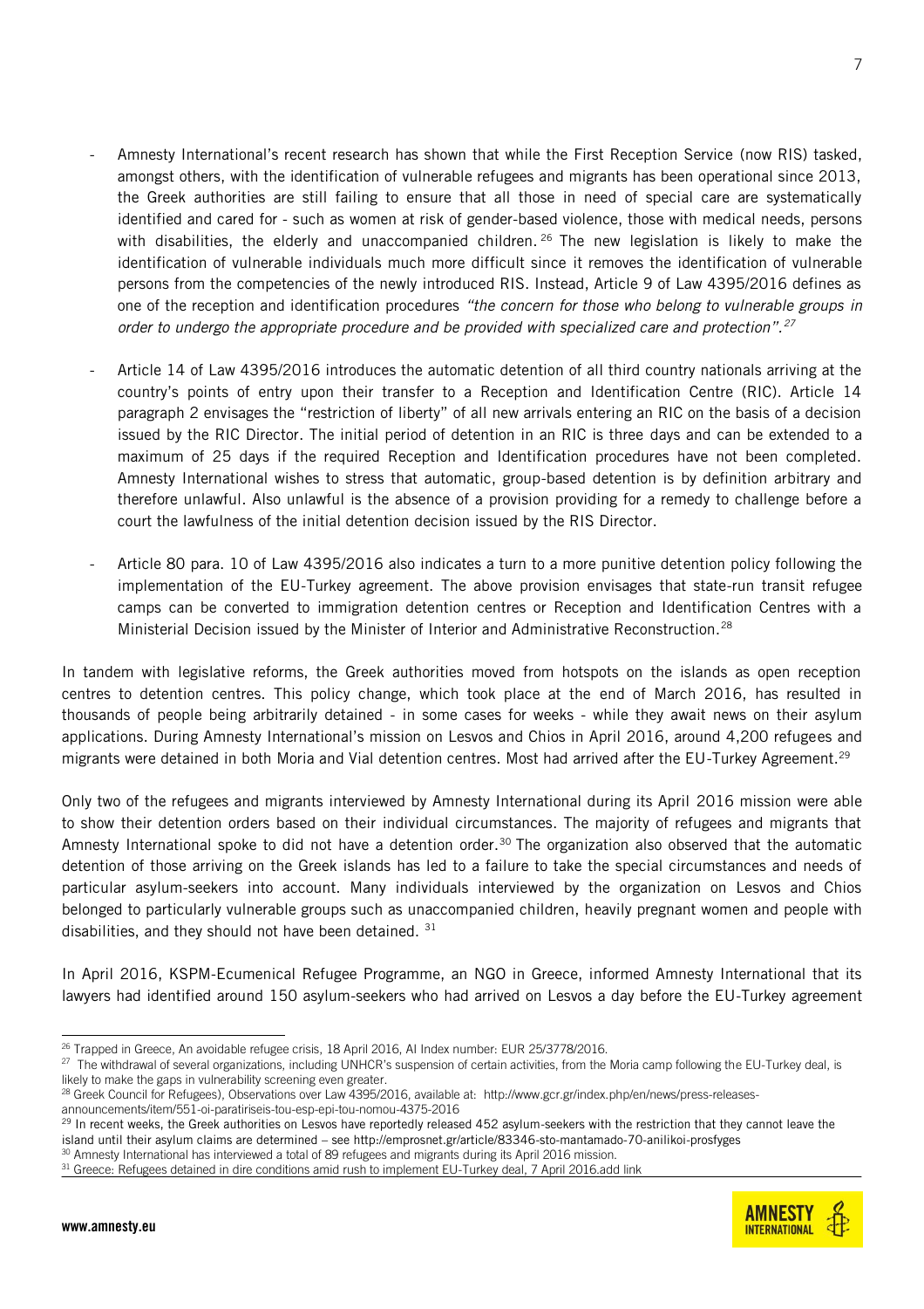- Amnesty International's recent research has shown that while the First Reception Service (now RIS) tasked, amongst others, with the identification of vulnerable refugees and migrants has been operational since 2013, the Greek authorities are still failing to ensure that all those in need of special care are systematically identified and cared for - such as women at risk of gender-based violence, those with medical needs, persons with disabilities, the elderly and unaccompanied children.[26] The new legislation is likely to make the identification of vulnerable individuals much more difficult since it removes the identification of vulnerable persons from the competencies of the newly introduced RIS. Instead, Article 9 of Law 4395/2016 defines as one of the reception and identification procedures *"the concern for those who belong to vulnerable groups in order to undergo the appropriate procedure and be provided with specialized care and protection".*[27]

- Article 14 of Law 4395/2016 introduces the automatic detention of all third country nationals arriving at the country's points of entry upon their transfer to a Reception and Identification Centre (RIC). Article 14 paragraph 2 envisages the "restriction of liberty" of all new arrivals entering an RIC on the basis of a decision issued by the RIC Director. The initial period of detention in an RIC is three days and can be extended to a maximum of 25 days if the required Reception and Identification procedures have not been completed. Amnesty International wishes to stress that automatic, group-based detention is by definition arbitrary and therefore unlawful. Also unlawful is the absence of a provision providing for a remedy to challenge before a court the lawfulness of the initial detention decision issued by the RIS Director.

- Article 80 para. 10 of Law 4395/2016 also indicates a turn to a more punitive detention policy following the implementation of the EU-Turkey agreement. The above provision envisages that state-run transit refugee camps can be converted to immigration detention centres or Reception and Identification Centres with a Ministerial Decision issued by the Minister of Interior and Administrative Reconstruction.[28]

In tandem with legislative reforms, the Greek authorities moved from hotspots on the islands as open reception centres to detention centres. This policy change, which took place at the end of March 2016, has resulted in thousands of people being arbitrarily detained - in some cases for weeks - while they await news on their asylum applications. During Amnesty International's mission on Lesvos and Chios in April 2016, around 4,200 refugees and migrants were detained in both Moria and Vial detention centres. Most had arrived after the EU-Turkey Agreement.[29]

Only two of the refugees and migrants interviewed by Amnesty International during its April 2016 mission were able to show their detention orders based on their individual circumstances. The majority of refugees and migrants that Amnesty International spoke to did not have a detention order.[30] The organization also observed that the automatic detention of those arriving on the Greek islands has led to a failure to take the special circumstances and needs of particular asylum-seekers into account. Many individuals interviewed by the organization on Lesvos and Chios belonged to particularly vulnerable groups such as unaccompanied children, heavily pregnant women and people with disabilities, and they should not have been detained. [31]

In April 2016, KSPM-Ecumenical Refugee Programme, an NGO in Greece, informed Amnesty International that its lawyers had identified around 150 asylum-seekers who had arrived on Lesvos a day before the EU-Turkey agreement

---

[26] Trapped in Greece, An avoidable refugee crisis, 18 April 2016, AI Index number: EUR 25/3778/2016.

[27] The withdrawal of several organizations, including UNHCR's suspension of certain activities, from the Moria camp following the EU-Turkey deal, is likely to make the gaps in vulnerability screening even greater.

[28] Greek Council for Refugees), Observations over Law 4395/2016, available at: http://www.gcr.gr/index.php/en/news/press-releases-announcements/item/551-oi-paratiriseis-tou-esp-epi-tou-nomou-4375-2016

[29] In recent weeks, the Greek authorities on Lesvos have reportedly released 452 asylum-seekers with the restriction that they cannot leave the island until their asylum claims are determined – see http://emprosnet.gr/article/83346-sto-mantamado-70-anilikoi-prosfyges

[30] Amnesty International has interviewed a total of 89 refugees and migrants during its April 2016 mission.

[31] Greece: Refugees detained in dire conditions amid rush to implement EU-Turkey deal, 7 April 2016.add link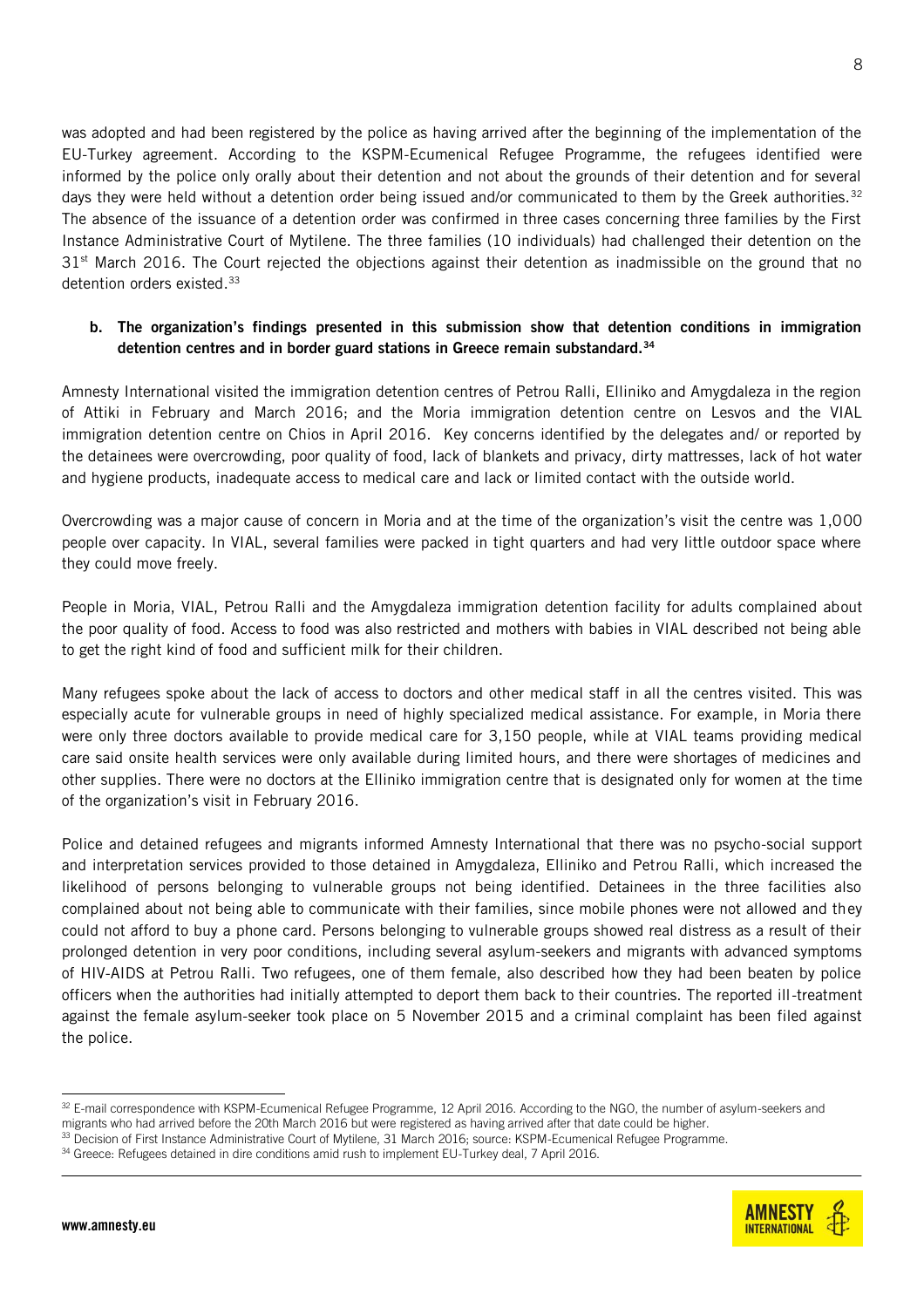was adopted and had been registered by the police as having arrived after the beginning of the implementation of the EU-Turkey agreement. According to the KSPM-Ecumenical Refugee Programme, the refugees identified were informed by the police only orally about their detention and not about the grounds of their detention and for several days they were held without a detention order being issued and/or communicated to them by the Greek authorities.[32] The absence of the issuance of a detention order was confirmed in three cases concerning three families by the First Instance Administrative Court of Mytilene. The three families (10 individuals) had challenged their detention on the 31st March 2016. The Court rejected the objections against their detention as inadmissible on the ground that no detention orders existed.[33]

**b. The organization's findings presented in this submission show that detention conditions in immigration detention centres and in border guard stations in Greece remain substandard.[34]**

Amnesty International visited the immigration detention centres of Petrou Ralli, Elliniko and Amygdaleza in the region of Attiki in February and March 2016; and the Moria immigration detention centre on Lesvos and the VIAL immigration detention centre on Chios in April 2016. Key concerns identified by the delegates and/ or reported by the detainees were overcrowding, poor quality of food, lack of blankets and privacy, dirty mattresses, lack of hot water and hygiene products, inadequate access to medical care and lack or limited contact with the outside world.

Overcrowding was a major cause of concern in Moria and at the time of the organization's visit the centre was 1,000 people over capacity. In VIAL, several families were packed in tight quarters and had very little outdoor space where they could move freely.

People in Moria, VIAL, Petrou Ralli and the Amygdaleza immigration detention facility for adults complained about the poor quality of food. Access to food was also restricted and mothers with babies in VIAL described not being able to get the right kind of food and sufficient milk for their children.

Many refugees spoke about the lack of access to doctors and other medical staff in all the centres visited. This was especially acute for vulnerable groups in need of highly specialized medical assistance. For example, in Moria there were only three doctors available to provide medical care for 3,150 people, while at VIAL teams providing medical care said onsite health services were only available during limited hours, and there were shortages of medicines and other supplies. There were no doctors at the Elliniko immigration centre that is designated only for women at the time of the organization's visit in February 2016.

Police and detained refugees and migrants informed Amnesty International that there was no psycho-social support and interpretation services provided to those detained in Amygdaleza, Elliniko and Petrou Ralli, which increased the likelihood of persons belonging to vulnerable groups not being identified. Detainees in the three facilities also complained about not being able to communicate with their families, since mobile phones were not allowed and they could not afford to buy a phone card. Persons belonging to vulnerable groups showed real distress as a result of their prolonged detention in very poor conditions, including several asylum-seekers and migrants with advanced symptoms of HIV-AIDS at Petrou Ralli. Two refugees, one of them female, also described how they had been beaten by police officers when the authorities had initially attempted to deport them back to their countries. The reported ill-treatment against the female asylum-seeker took place on 5 November 2015 and a criminal complaint has been filed against the police.

---

[32] E-mail correspondence with KSPM-Ecumenical Refugee Programme, 12 April 2016. According to the NGO, the number of asylum-seekers and migrants who had arrived before the 20th March 2016 but were registered as having arrived after that date could be higher.

[33] Decision of First Instance Administrative Court of Mytilene, 31 March 2016; source: KSPM-Ecumenical Refugee Programme.

[34] Greece: Refugees detained in dire conditions amid rush to implement EU-Turkey deal, 7 April 2016.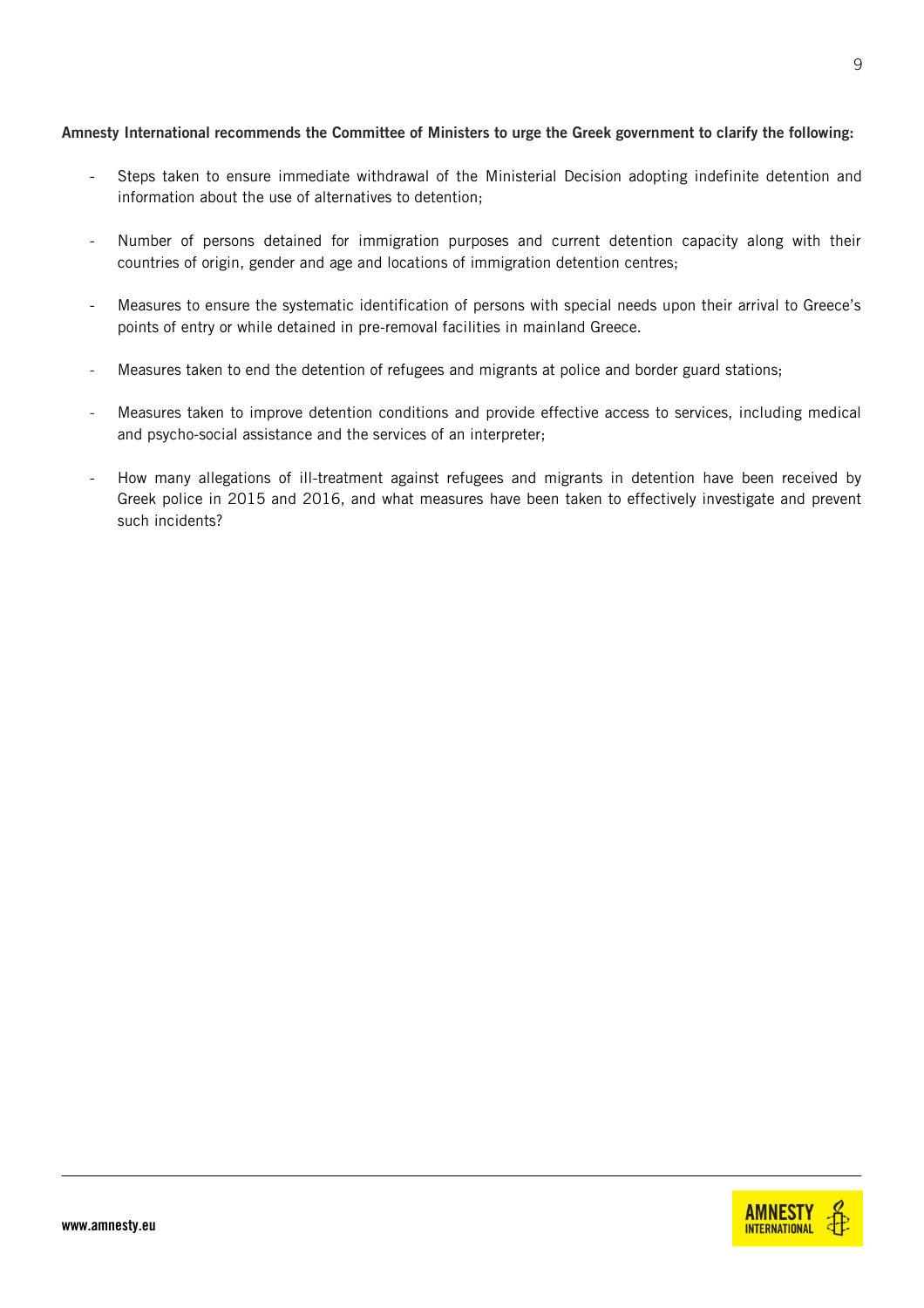**Amnesty International recommends the Committee of Ministers to urge the Greek government to clarify the following:**

- Steps taken to ensure immediate withdrawal of the Ministerial Decision adopting indefinite detention and information about the use of alternatives to detention;
- Number of persons detained for immigration purposes and current detention capacity along with their countries of origin, gender and age and locations of immigration detention centres;
- Measures to ensure the systematic identification of persons with special needs upon their arrival to Greece's points of entry or while detained in pre-removal facilities in mainland Greece.
- Measures taken to end the detention of refugees and migrants at police and border guard stations;
- Measures taken to improve detention conditions and provide effective access to services, including medical and psycho-social assistance and the services of an interpreter;
- How many allegations of ill-treatment against refugees and migrants in detention have been received by Greek police in 2015 and 2016, and what measures have been taken to effectively investigate and prevent such incidents?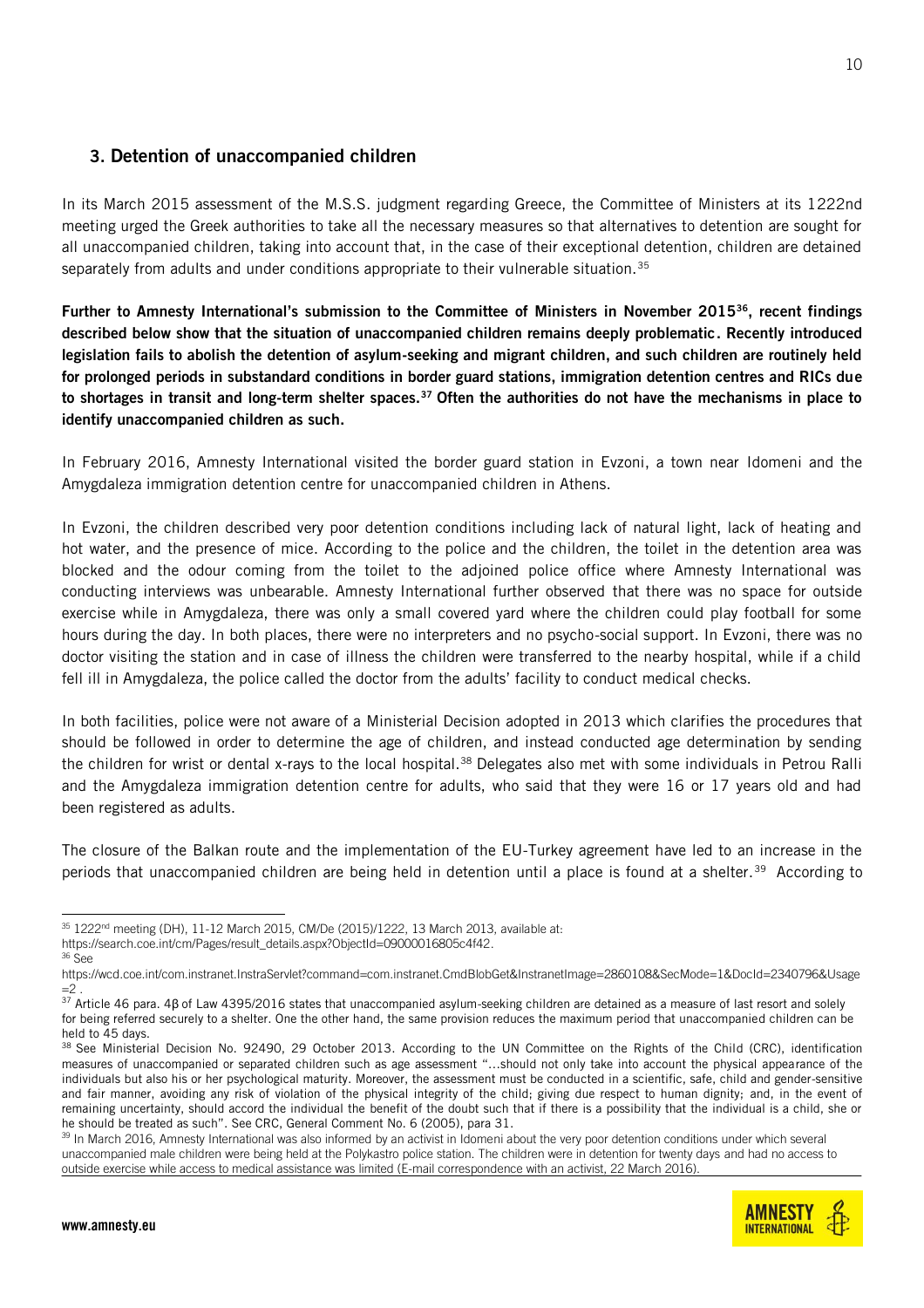## 3. Detention of unaccompanied children

In its March 2015 assessment of the M.S.S. judgment regarding Greece, the Committee of Ministers at its 1222nd meeting urged the Greek authorities to take all the necessary measures so that alternatives to detention are sought for all unaccompanied children, taking into account that, in the case of their exceptional detention, children are detained separately from adults and under conditions appropriate to their vulnerable situation.[35]

**Further to Amnesty International's submission to the Committee of Ministers in November 2015[36], recent findings described below show that the situation of unaccompanied children remains deeply problematic. Recently introduced legislation fails to abolish the detention of asylum-seeking and migrant children, and such children are routinely held for prolonged periods in substandard conditions in border guard stations, immigration detention centres and RICs due to shortages in transit and long-term shelter spaces.[37] Often the authorities do not have the mechanisms in place to identify unaccompanied children as such.**

In February 2016, Amnesty International visited the border guard station in Evzoni, a town near Idomeni and the Amygdaleza immigration detention centre for unaccompanied children in Athens.

In Evzoni, the children described very poor detention conditions including lack of natural light, lack of heating and hot water, and the presence of mice. According to the police and the children, the toilet in the detention area was blocked and the odour coming from the toilet to the adjoined police office where Amnesty International was conducting interviews was unbearable. Amnesty International further observed that there was no space for outside exercise while in Amygdaleza, there was only a small covered yard where the children could play football for some hours during the day. In both places, there were no interpreters and no psycho-social support. In Evzoni, there was no doctor visiting the station and in case of illness the children were transferred to the nearby hospital, while if a child fell ill in Amygdaleza, the police called the doctor from the adults' facility to conduct medical checks.

In both facilities, police were not aware of a Ministerial Decision adopted in 2013 which clarifies the procedures that should be followed in order to determine the age of children, and instead conducted age determination by sending the children for wrist or dental x-rays to the local hospital.[38] Delegates also met with some individuals in Petrou Ralli and the Amygdaleza immigration detention centre for adults, who said that they were 16 or 17 years old and had been registered as adults.

The closure of the Balkan route and the implementation of the EU-Turkey agreement have led to an increase in the periods that unaccompanied children are being held in detention until a place is found at a shelter.[39] According to

---

[35] 1222nd meeting (DH), 11-12 March 2015, CM/De (2015)/1222, 13 March 2013, available at: https://search.coe.int/cm/Pages/result_details.aspx?ObjectId=09000016805c4f42.

[36] See https://wcd.coe.int/com.instranet.InstraServlet?command=com.instranet.CmdBlobGet&InstranetImage=2860108&SecMode=1&DocId=2340796&Usage=2 .

[37] Article 46 para. 4β of Law 4395/2016 states that unaccompanied asylum-seeking children are detained as a measure of last resort and solely for being referred securely to a shelter. One the other hand, the same provision reduces the maximum period that unaccompanied children can be held to 45 days.

[38] See Ministerial Decision No. 92490, 29 October 2013. According to the UN Committee on the Rights of the Child (CRC), identification measures of unaccompanied or separated children such as age assessment "…should not only take into account the physical appearance of the individuals but also his or her psychological maturity. Moreover, the assessment must be conducted in a scientific, safe, child and gender-sensitive and fair manner, avoiding any risk of violation of the physical integrity of the child; giving due respect to human dignity; and, in the event of remaining uncertainty, should accord the individual the benefit of the doubt such that if there is a possibility that the individual is a child, she or he should be treated as such". See CRC, General Comment No. 6 (2005), para 31.

[39] In March 2016, Amnesty International was also informed by an activist in Idomeni about the very poor detention conditions under which several unaccompanied male children were being held at the Polykastro police station. The children were in detention for twenty days and had no access to outside exercise while access to medical assistance was limited (E-mail correspondence with an activist, 22 March 2016).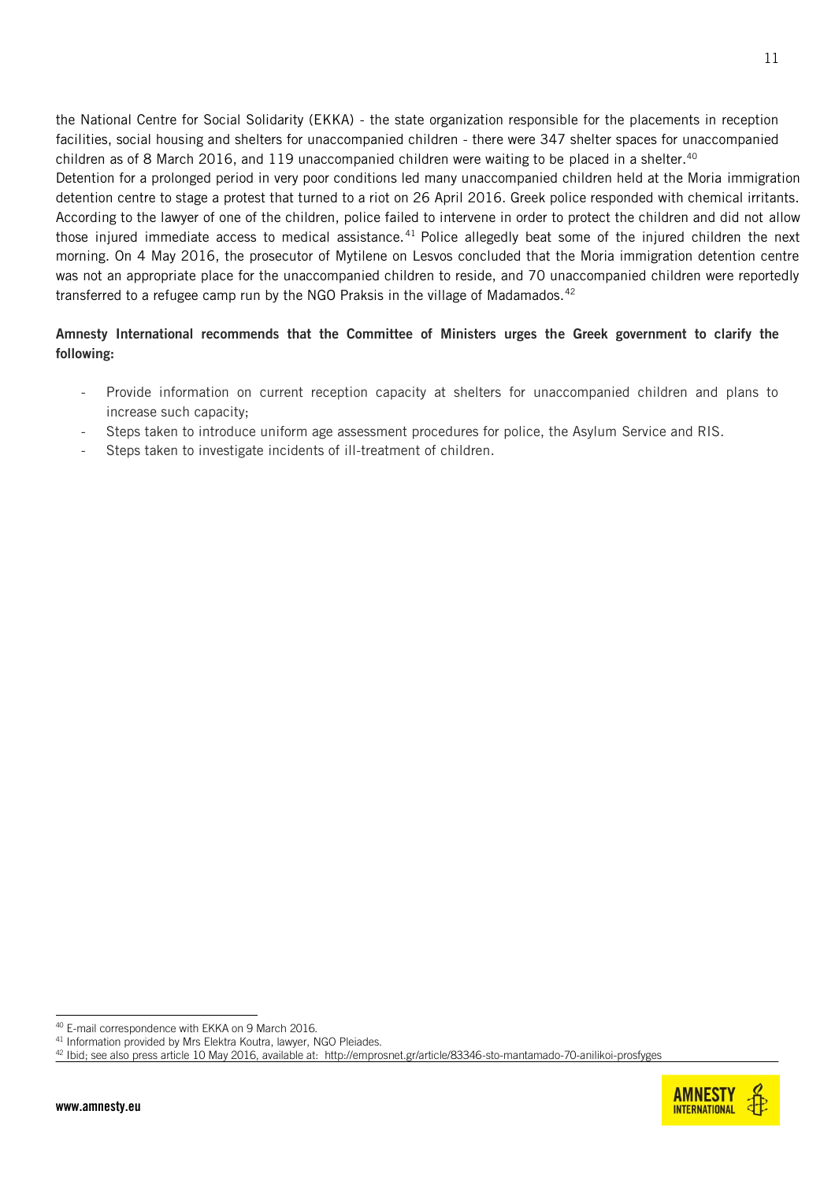the National Centre for Social Solidarity (EKKA) - the state organization responsible for the placements in reception facilities, social housing and shelters for unaccompanied children - there were 347 shelter spaces for unaccompanied children as of 8 March 2016, and 119 unaccompanied children were waiting to be placed in a shelter.[40]

Detention for a prolonged period in very poor conditions led many unaccompanied children held at the Moria immigration detention centre to stage a protest that turned to a riot on 26 April 2016. Greek police responded with chemical irritants. According to the lawyer of one of the children, police failed to intervene in order to protect the children and did not allow those injured immediate access to medical assistance.[41] Police allegedly beat some of the injured children the next morning. On 4 May 2016, the prosecutor of Mytilene on Lesvos concluded that the Moria immigration detention centre was not an appropriate place for the unaccompanied children to reside, and 70 unaccompanied children were reportedly transferred to a refugee camp run by the NGO Praksis in the village of Madamados.[42]

**Amnesty International recommends that the Committee of Ministers urges the Greek government to clarify the following:**

- Provide information on current reception capacity at shelters for unaccompanied children and plans to increase such capacity;
- Steps taken to introduce uniform age assessment procedures for police, the Asylum Service and RIS.
- Steps taken to investigate incidents of ill-treatment of children.

---

[40] E-mail correspondence with EKKA on 9 March 2016.

[41] Information provided by Mrs Elektra Koutra, lawyer, NGO Pleiades.

[42] Ibid; see also press article 10 May 2016, available at: http://emprosnet.gr/article/83346-sto-mantamado-70-anilikoi-prosfyges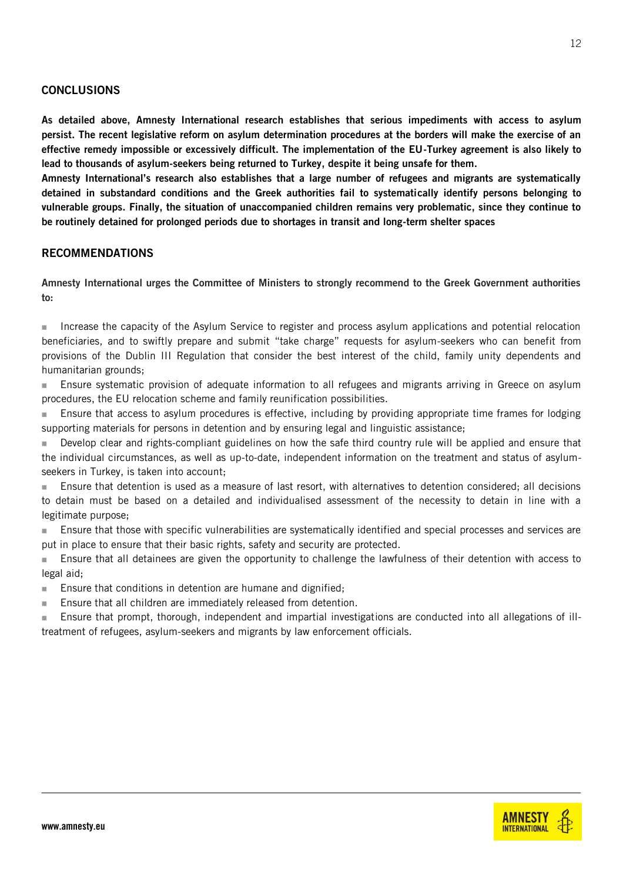## CONCLUSIONS

**As detailed above, Amnesty International research establishes that serious impediments with access to asylum persist. The recent legislative reform on asylum determination procedures at the borders will make the exercise of an effective remedy impossible or excessively difficult. The implementation of the EU-Turkey agreement is also likely to lead to thousands of asylum-seekers being returned to Turkey, despite it being unsafe for them.**

**Amnesty International's research also establishes that a large number of refugees and migrants are systematically detained in substandard conditions and the Greek authorities fail to systematically identify persons belonging to vulnerable groups. Finally, the situation of unaccompanied children remains very problematic, since they continue to be routinely detained for prolonged periods due to shortages in transit and long-term shelter spaces**

## RECOMMENDATIONS

**Amnesty International urges the Committee of Ministers to strongly recommend to the Greek Government authorities to:**

- Increase the capacity of the Asylum Service to register and process asylum applications and potential relocation beneficiaries, and to swiftly prepare and submit "take charge" requests for asylum-seekers who can benefit from provisions of the Dublin III Regulation that consider the best interest of the child, family unity dependents and humanitarian grounds;
- Ensure systematic provision of adequate information to all refugees and migrants arriving in Greece on asylum procedures, the EU relocation scheme and family reunification possibilities.
- Ensure that access to asylum procedures is effective, including by providing appropriate time frames for lodging supporting materials for persons in detention and by ensuring legal and linguistic assistance;
- Develop clear and rights-compliant guidelines on how the safe third country rule will be applied and ensure that the individual circumstances, as well as up-to-date, independent information on the treatment and status of asylum-seekers in Turkey, is taken into account;
- Ensure that detention is used as a measure of last resort, with alternatives to detention considered; all decisions to detain must be based on a detailed and individualised assessment of the necessity to detain in line with a legitimate purpose;
- Ensure that those with specific vulnerabilities are systematically identified and special processes and services are put in place to ensure that their basic rights, safety and security are protected.
- Ensure that all detainees are given the opportunity to challenge the lawfulness of their detention with access to legal aid;
- Ensure that conditions in detention are humane and dignified;
- Ensure that all children are immediately released from detention.
- Ensure that prompt, thorough, independent and impartial investigations are conducted into all allegations of ill-treatment of refugees, asylum-seekers and migrants by law enforcement officials.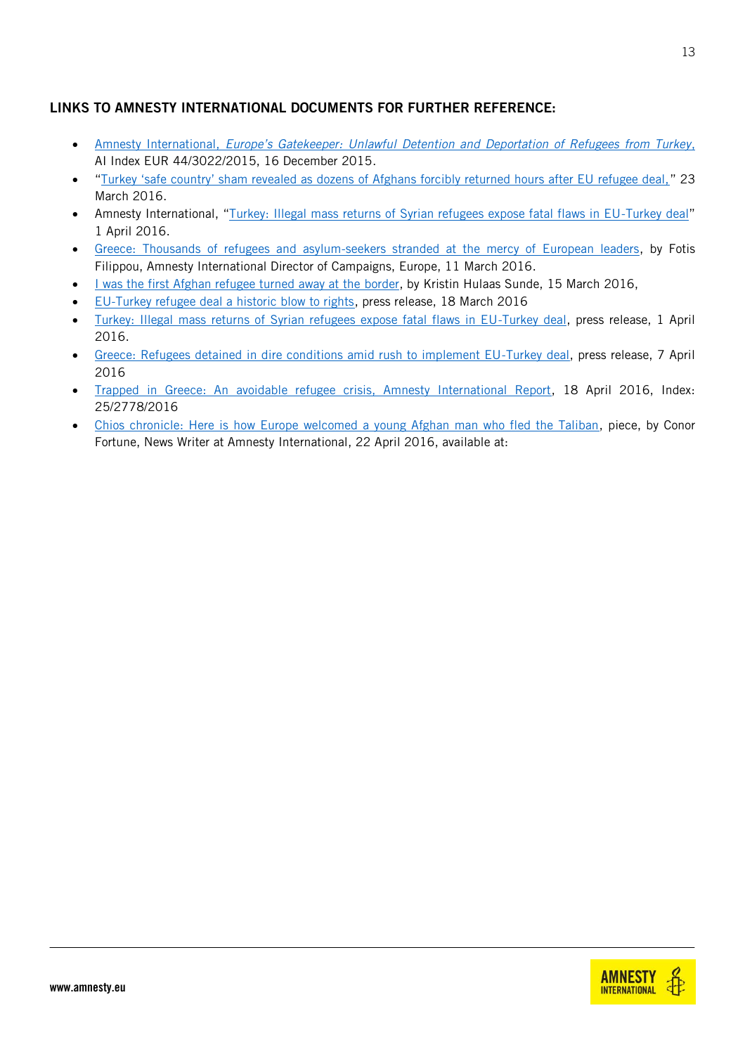## LINKS TO AMNESTY INTERNATIONAL DOCUMENTS FOR FURTHER REFERENCE:

- Amnesty International, *Europe's Gatekeeper: Unlawful Detention and Deportation of Refugees from Turkey*, AI Index EUR 44/3022/2015, 16 December 2015.
- "Turkey 'safe country' sham revealed as dozens of Afghans forcibly returned hours after EU refugee deal," 23 March 2016.
- Amnesty International, "Turkey: Illegal mass returns of Syrian refugees expose fatal flaws in EU-Turkey deal" 1 April 2016.
- Greece: Thousands of refugees and asylum-seekers stranded at the mercy of European leaders, by Fotis Filippou, Amnesty International Director of Campaigns, Europe, 11 March 2016.
- I was the first Afghan refugee turned away at the border, by Kristin Hulaas Sunde, 15 March 2016,
- EU-Turkey refugee deal a historic blow to rights, press release, 18 March 2016
- Turkey: Illegal mass returns of Syrian refugees expose fatal flaws in EU-Turkey deal, press release, 1 April 2016.
- Greece: Refugees detained in dire conditions amid rush to implement EU-Turkey deal, press release, 7 April 2016
- Trapped in Greece: An avoidable refugee crisis, Amnesty International Report, 18 April 2016, Index: 25/2778/2016
- Chios chronicle: Here is how Europe welcomed a young Afghan man who fled the Taliban, piece, by Conor Fortune, News Writer at Amnesty International, 22 April 2016, available at: